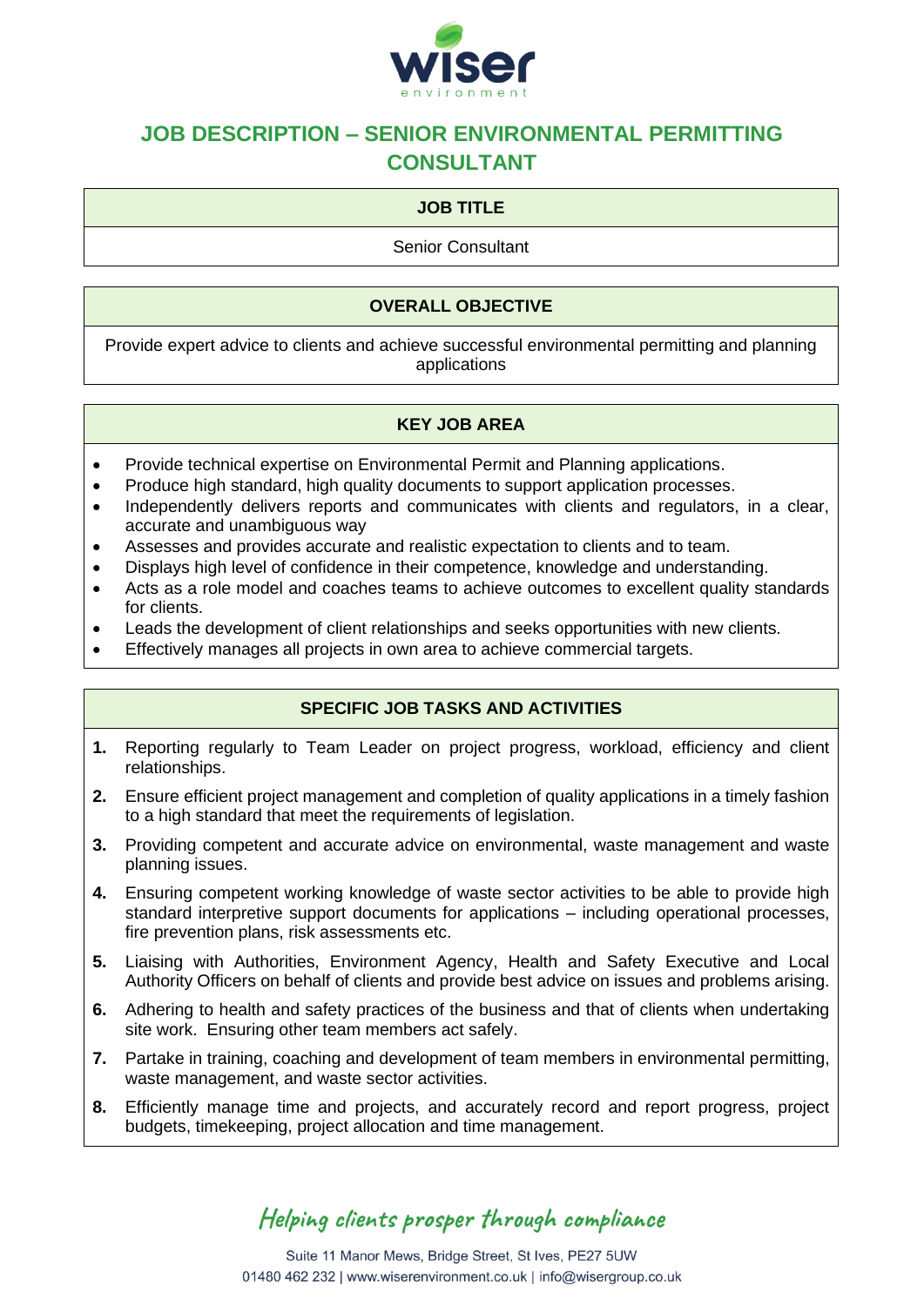# JOB DESCRIPTION – SENIOR ENVIRONMENTAL PERMITTING CONSULTANT

## JOB TITLE

Senior Consultant

## OVERALL OBJECTIVE

Provide expert advice to clients and achieve successful environmental permitting and planning applications

## KEY JOB AREA

- Provide technical expertise on Environmental Permit and Planning applications.
- Produce high standard, high quality documents to support application processes.
- Independently delivers reports and communicates with clients and regulators, in a clear, accurate and unambiguous way
- Assesses and provides accurate and realistic expectation to clients and to team.
- Displays high level of confidence in their competence, knowledge and understanding.
- Acts as a role model and coaches teams to achieve outcomes to excellent quality standards for clients.
- Leads the development of client relationships and seeks opportunities with new clients.
- Effectively manages all projects in own area to achieve commercial targets.

## SPECIFIC JOB TASKS AND ACTIVITIES

1. Reporting regularly to Team Leader on project progress, workload, efficiency and client relationships.
2. Ensure efficient project management and completion of quality applications in a timely fashion to a high standard that meet the requirements of legislation.
3. Providing competent and accurate advice on environmental, waste management and waste planning issues.
4. Ensuring competent working knowledge of waste sector activities to be able to provide high standard interpretive support documents for applications – including operational processes, fire prevention plans, risk assessments etc.
5. Liaising with Authorities, Environment Agency, Health and Safety Executive and Local Authority Officers on behalf of clients and provide best advice on issues and problems arising.
6. Adhering to health and safety practices of the business and that of clients when undertaking site work. Ensuring other team members act safely.
7. Partake in training, coaching and development of team members in environmental permitting, waste management, and waste sector activities.
8. Efficiently manage time and projects, and accurately record and report progress, project budgets, timekeeping, project allocation and time management.

*Helping clients prosper through compliance*

Suite 11 Manor Mews, Bridge Street, St Ives, PE27 5UW
01480 462 232 | www.wiserenvironment.co.uk | info@wisergroup.co.uk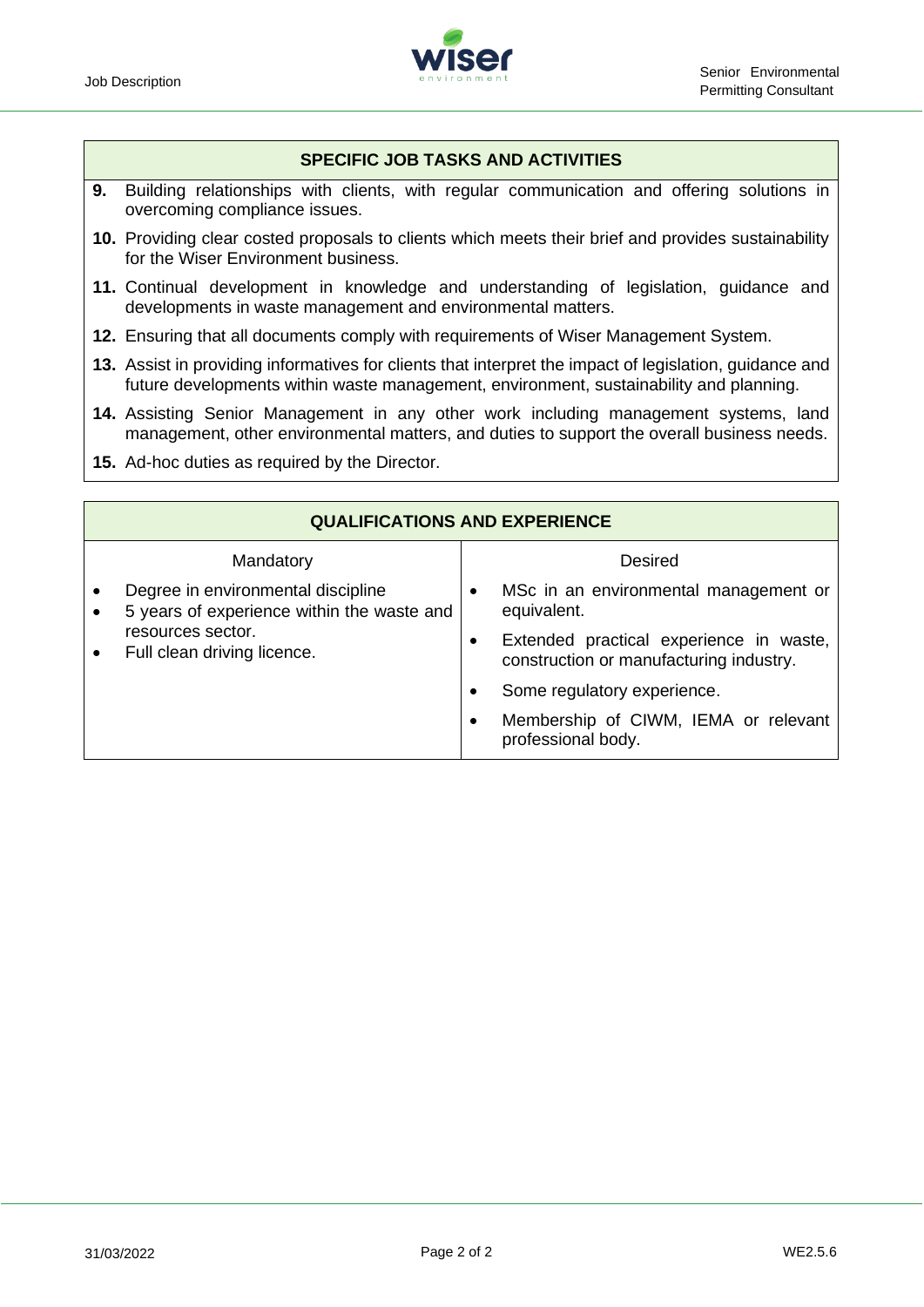## SPECIFIC JOB TASKS AND ACTIVITIES

9. Building relationships with clients, with regular communication and offering solutions in overcoming compliance issues.
10. Providing clear costed proposals to clients which meets their brief and provides sustainability for the Wiser Environment business.
11. Continual development in knowledge and understanding of legislation, guidance and developments in waste management and environmental matters.
12. Ensuring that all documents comply with requirements of Wiser Management System.
13. Assist in providing informatives for clients that interpret the impact of legislation, guidance and future developments within waste management, environment, sustainability and planning.
14. Assisting Senior Management in any other work including management systems, land management, other environmental matters, and duties to support the overall business needs.
15. Ad-hoc duties as required by the Director.

## QUALIFICATIONS AND EXPERIENCE

| Mandatory | Desired |
| --- | --- |
| • Degree in environmental discipline<br>• 5 years of experience within the waste and resources sector.<br>• Full clean driving licence. | • MSc in an environmental management or equivalent.<br>• Extended practical experience in waste, construction or manufacturing industry.<br>• Some regulatory experience.<br>• Membership of CIWM, IEMA or relevant professional body. |